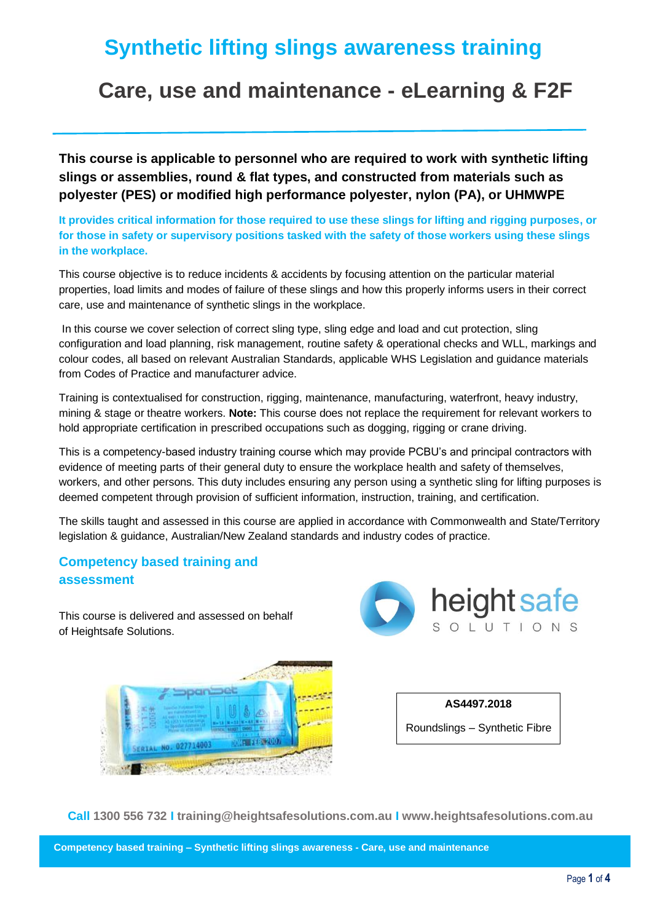# Synthetic lifting slings awareness training

## Care, use and maintenance - eLearning & F2F

**This course is applicable to personnel who are required to work with synthetic lifting slings or assemblies, round & flat types, and constructed from materials such as polyester (PES) or modified high performance polyester, nylon (PA), or UHMWPE**

**It provides critical information for those required to use these slings for lifting and rigging purposes, or for those in safety or supervisory positions tasked with the safety of those workers using these slings in the workplace.**

This course objective is to reduce incidents & accidents by focusing attention on the particular material properties, load limits and modes of failure of these slings and how this properly informs users in their correct care, use and maintenance of synthetic slings in the workplace.

In this course we cover selection of correct sling type, sling edge and load and cut protection, sling configuration and load planning, risk management, routine safety & operational checks and WLL, markings and colour codes, all based on relevant Australian Standards, applicable WHS Legislation and guidance materials from Codes of Practice and manufacturer advice.

Training is contextualised for construction, rigging, maintenance, manufacturing, waterfront, heavy industry, mining & stage or theatre workers. **Note:** This course does not replace the requirement for relevant workers to hold appropriate certification in prescribed occupations such as dogging, rigging or crane driving.

This is a competency-based industry training course which may provide PCBU's and principal contractors with evidence of meeting parts of their general duty to ensure the workplace health and safety of themselves, workers, and other persons. This duty includes ensuring any person using a synthetic sling for lifting purposes is deemed competent through provision of sufficient information, instruction, training, and certification.

The skills taught and assessed in this course are applied in accordance with Commonwealth and State/Territory legislation & guidance, Australian/New Zealand standards and industry codes of practice.

### Competency based training and assessment

This course is delivered and assessed on behalf of Heightsafe Solutions.

| **AS4497.2018** |
| --- |
| Roundslings – Synthetic Fibre |

**Call** 1300 556 732 I training@heightsafesolutions.com.au I www.heightsafesolutions.com.au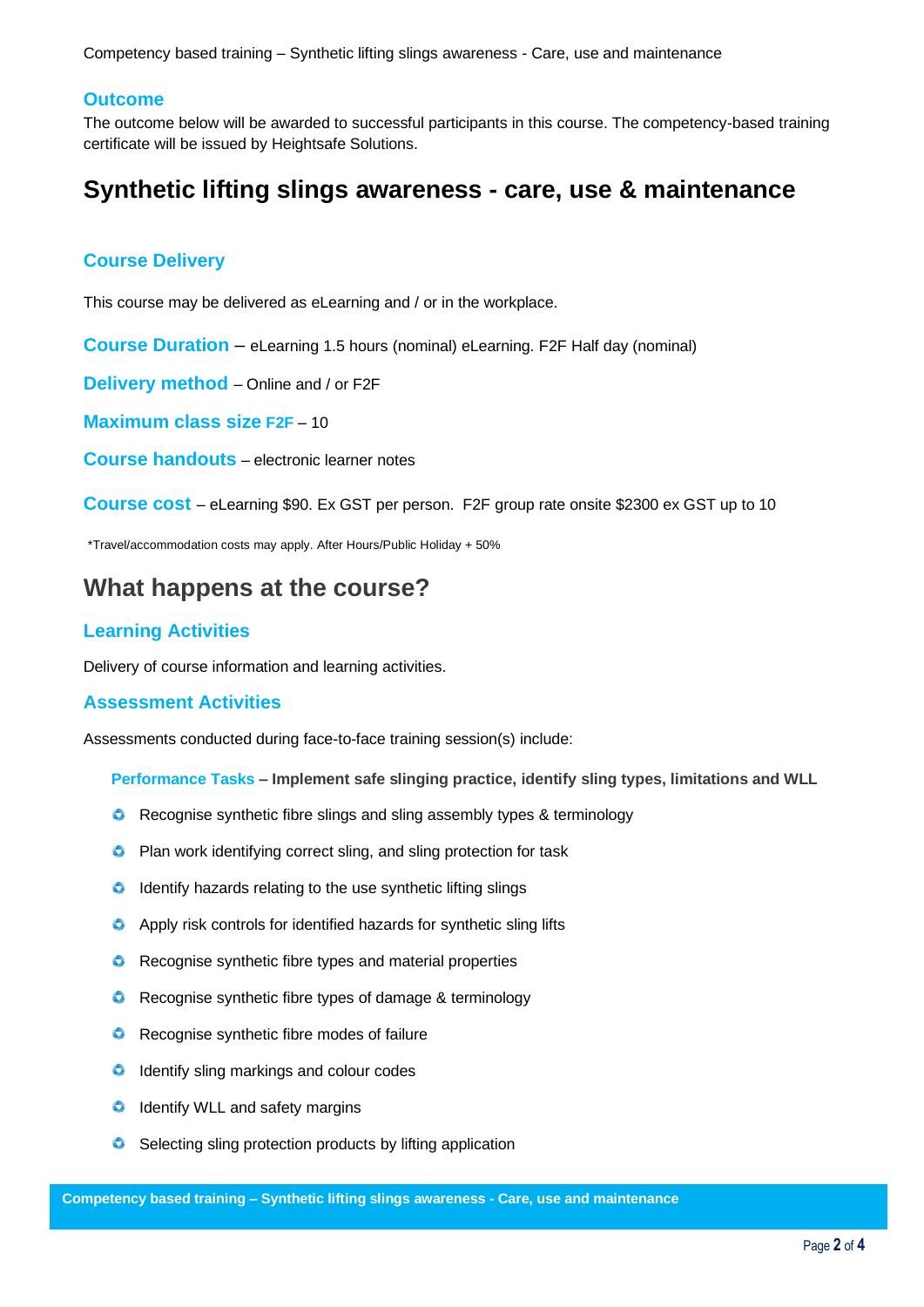## Outcome

The outcome below will be awarded to successful participants in this course. The competency-based training certificate will be issued by Heightsafe Solutions.

# Synthetic lifting slings awareness - care, use & maintenance

## Course Delivery

This course may be delivered as eLearning and / or in the workplace.

**Course Duration** – eLearning 1.5 hours (nominal) eLearning. F2F Half day (nominal)

**Delivery method** – Online and / or F2F

**Maximum class size F2F** – 10

**Course handouts** – electronic learner notes

**Course cost** – eLearning $90. Ex GST per person. F2F group rate onsite $2300 ex GST up to 10

*Travel/accommodation costs may apply. After Hours/Public Holiday + 50%

# What happens at the course?

## Learning Activities

Delivery of course information and learning activities.

## Assessment Activities

Assessments conducted during face-to-face training session(s) include:

**Performance Tasks – Implement safe slinging practice, identify sling types, limitations and WLL**

- Recognise synthetic fibre slings and sling assembly types & terminology
- Plan work identifying correct sling, and sling protection for task
- Identify hazards relating to the use synthetic lifting slings
- Apply risk controls for identified hazards for synthetic sling lifts
- Recognise synthetic fibre types and material properties
- Recognise synthetic fibre types of damage & terminology
- Recognise synthetic fibre modes of failure
- Identify sling markings and colour codes
- Identify WLL and safety margins
- Selecting sling protection products by lifting application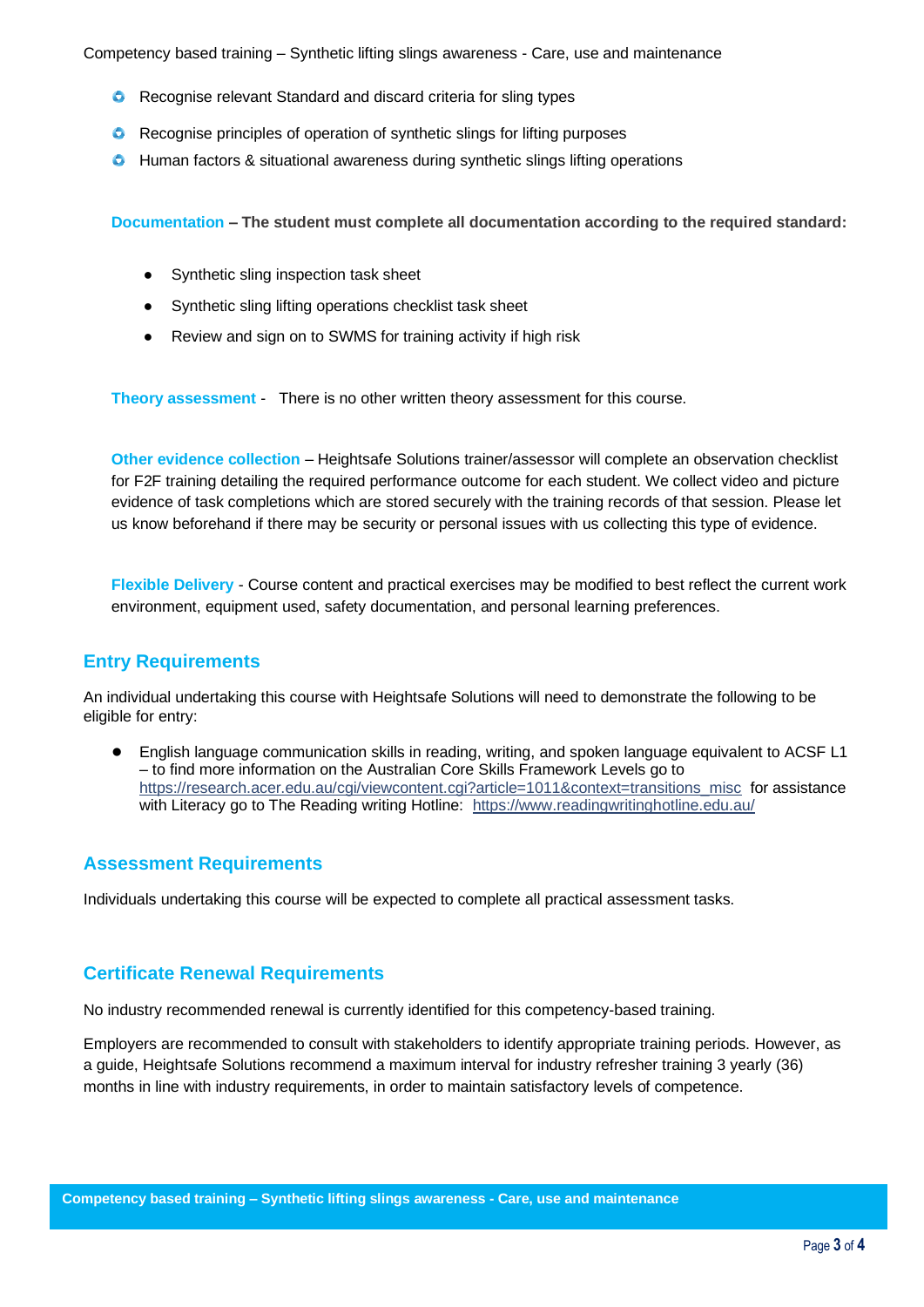- Recognise relevant Standard and discard criteria for sling types
- Recognise principles of operation of synthetic slings for lifting purposes
- Human factors & situational awareness during synthetic slings lifting operations

**Documentation – The student must complete all documentation according to the required standard:**

- Synthetic sling inspection task sheet
- Synthetic sling lifting operations checklist task sheet
- Review and sign on to SWMS for training activity if high risk

**Theory assessment** - There is no other written theory assessment for this course.

**Other evidence collection** – Heightsafe Solutions trainer/assessor will complete an observation checklist for F2F training detailing the required performance outcome for each student. We collect video and picture evidence of task completions which are stored securely with the training records of that session. Please let us know beforehand if there may be security or personal issues with us collecting this type of evidence.

**Flexible Delivery** - Course content and practical exercises may be modified to best reflect the current work environment, equipment used, safety documentation, and personal learning preferences.

## Entry Requirements

An individual undertaking this course with Heightsafe Solutions will need to demonstrate the following to be eligible for entry:

- English language communication skills in reading, writing, and spoken language equivalent to ACSF L1 – to find more information on the Australian Core Skills Framework Levels go to https://research.acer.edu.au/cgi/viewcontent.cgi?article=1011&context=transitions_misc for assistance with Literacy go to The Reading writing Hotline: https://www.readingwritinghotline.edu.au/

## Assessment Requirements

Individuals undertaking this course will be expected to complete all practical assessment tasks.

## Certificate Renewal Requirements

No industry recommended renewal is currently identified for this competency-based training.

Employers are recommended to consult with stakeholders to identify appropriate training periods. However, as a guide, Heightsafe Solutions recommend a maximum interval for industry refresher training 3 yearly (36) months in line with industry requirements, in order to maintain satisfactory levels of competence.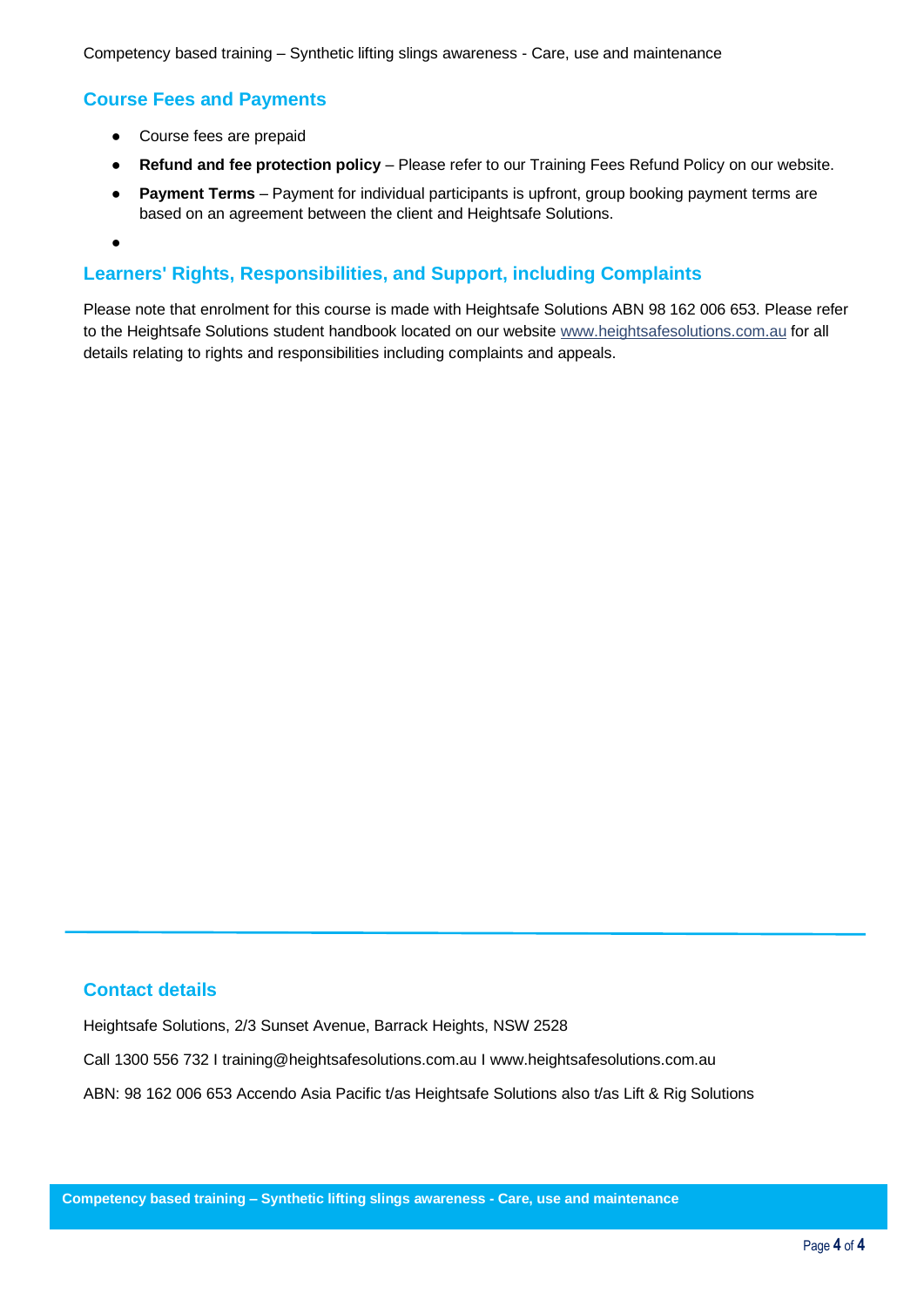## Course Fees and Payments

- Course fees are prepaid
- **Refund and fee protection policy** – Please refer to our Training Fees Refund Policy on our website.
- **Payment Terms** – Payment for individual participants is upfront, group booking payment terms are based on an agreement between the client and Heightsafe Solutions.

## Learners' Rights, Responsibilities, and Support, including Complaints

Please note that enrolment for this course is made with Heightsafe Solutions ABN 98 162 006 653. Please refer to the Heightsafe Solutions student handbook located on our website www.heightsafesolutions.com.au for all details relating to rights and responsibilities including complaints and appeals.

---

## Contact details

Heightsafe Solutions, 2/3 Sunset Avenue, Barrack Heights, NSW 2528

Call 1300 556 732 I training@heightsafesolutions.com.au I www.heightsafesolutions.com.au

ABN: 98 162 006 653 Accendo Asia Pacific t/as Heightsafe Solutions also t/as Lift & Rig Solutions